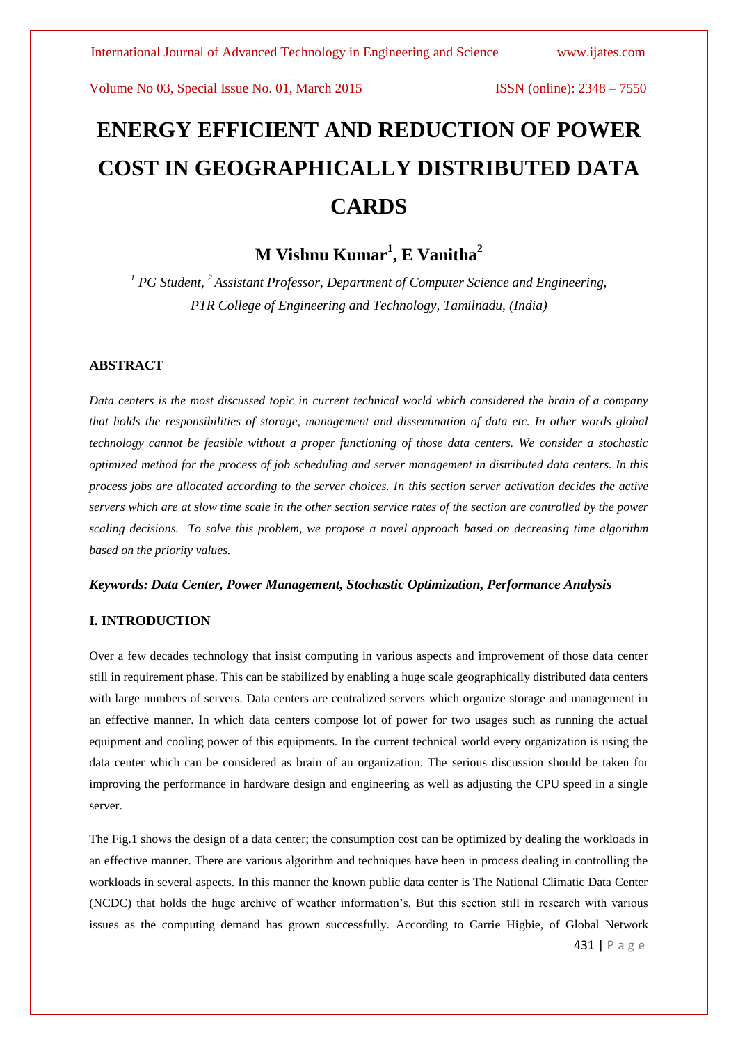# ENERGY EFFICIENT AND REDUCTION OF POWER COST IN GEOGRAPHICALLY DISTRIBUTED DATA CARDS

## M Vishnu Kumar[1], E Vanitha[2]

*[1] PG Student, [2] Assistant Professor, Department of Computer Science and Engineering, PTR College of Engineering and Technology, Tamilnadu, (India)*

### ABSTRACT

*Data centers is the most discussed topic in current technical world which considered the brain of a company that holds the responsibilities of storage, management and dissemination of data etc. In other words global technology cannot be feasible without a proper functioning of those data centers. We consider a stochastic optimized method for the process of job scheduling and server management in distributed data centers. In this process jobs are allocated according to the server choices. In this section server activation decides the active servers which are at slow time scale in the other section service rates of the section are controlled by the power scaling decisions. To solve this problem, we propose a novel approach based on decreasing time algorithm based on the priority values.*

***Keywords: Data Center, Power Management, Stochastic Optimization, Performance Analysis***

### I. INTRODUCTION

Over a few decades technology that insist computing in various aspects and improvement of those data center still in requirement phase. This can be stabilized by enabling a huge scale geographically distributed data centers with large numbers of servers. Data centers are centralized servers which organize storage and management in an effective manner. In which data centers compose lot of power for two usages such as running the actual equipment and cooling power of this equipments. In the current technical world every organization is using the data center which can be considered as brain of an organization. The serious discussion should be taken for improving the performance in hardware design and engineering as well as adjusting the CPU speed in a single server.

The Fig.1 shows the design of a data center; the consumption cost can be optimized by dealing the workloads in an effective manner. There are various algorithm and techniques have been in process dealing in controlling the workloads in several aspects. In this manner the known public data center is The National Climatic Data Center (NCDC) that holds the huge archive of weather information's. But this section still in research with various issues as the computing demand has grown successfully. According to Carrie Higbie, of Global Network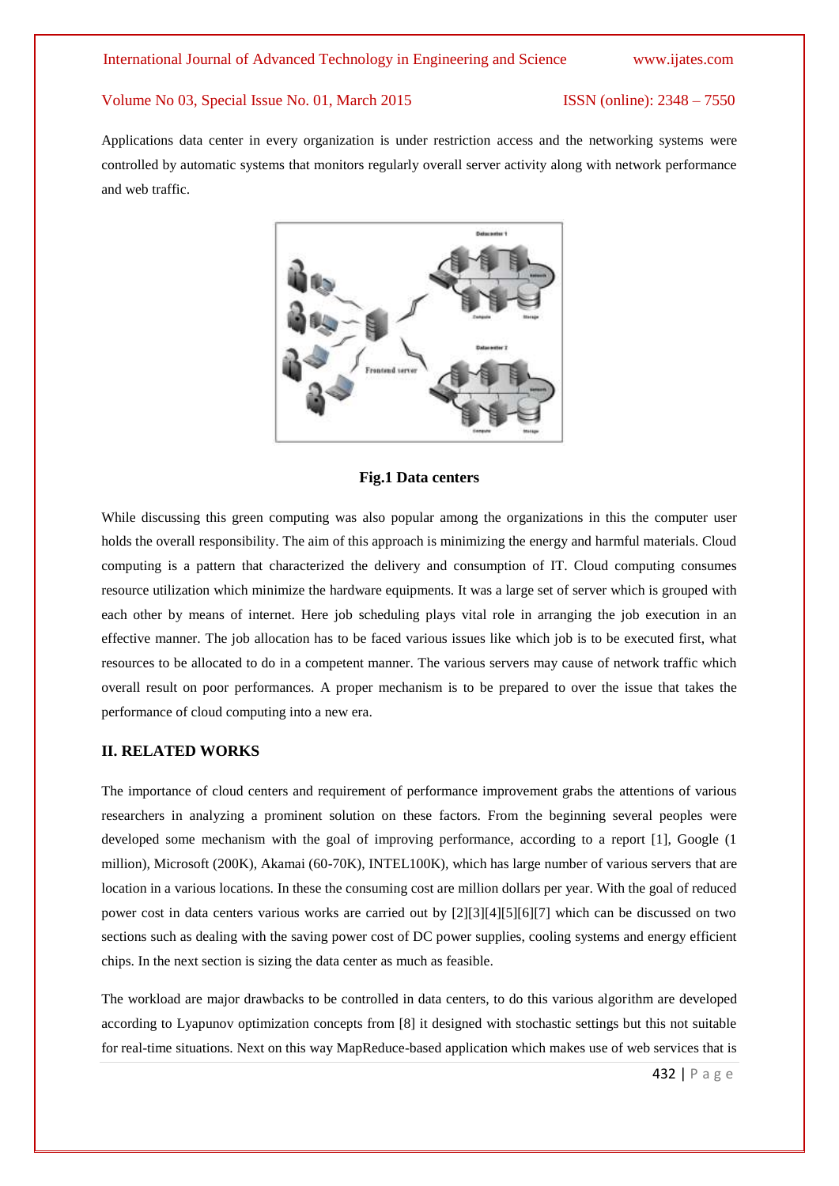Applications data center in every organization is under restriction access and the networking systems were controlled by automatic systems that monitors regularly overall server activity along with network performance and web traffic.

**Fig.1 Data centers**

While discussing this green computing was also popular among the organizations in this the computer user holds the overall responsibility. The aim of this approach is minimizing the energy and harmful materials. Cloud computing is a pattern that characterized the delivery and consumption of IT. Cloud computing consumes resource utilization which minimize the hardware equipments. It was a large set of server which is grouped with each other by means of internet. Here job scheduling plays vital role in arranging the job execution in an effective manner. The job allocation has to be faced various issues like which job is to be executed first, what resources to be allocated to do in a competent manner. The various servers may cause of network traffic which overall result on poor performances. A proper mechanism is to be prepared to over the issue that takes the performance of cloud computing into a new era.

## II. RELATED WORKS

The importance of cloud centers and requirement of performance improvement grabs the attentions of various researchers in analyzing a prominent solution on these factors. From the beginning several peoples were developed some mechanism with the goal of improving performance, according to a report [1], Google (1 million), Microsoft (200K), Akamai (60-70K), INTEL100K), which has large number of various servers that are location in a various locations. In these the consuming cost are million dollars per year. With the goal of reduced power cost in data centers various works are carried out by [2][3][4][5][6][7] which can be discussed on two sections such as dealing with the saving power cost of DC power supplies, cooling systems and energy efficient chips. In the next section is sizing the data center as much as feasible.

The workload are major drawbacks to be controlled in data centers, to do this various algorithm are developed according to Lyapunov optimization concepts from [8] it designed with stochastic settings but this not suitable for real-time situations. Next on this way MapReduce-based application which makes use of web services that is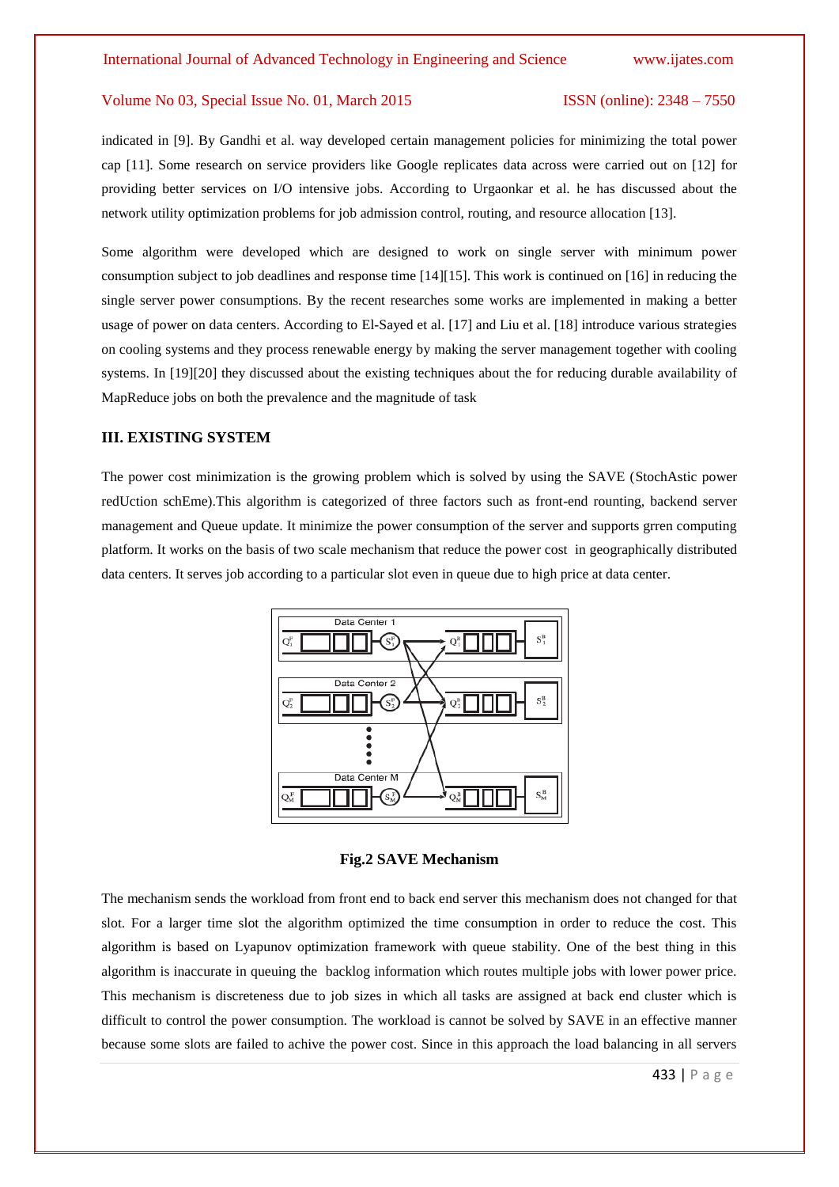indicated in [9]. By Gandhi et al. way developed certain management policies for minimizing the total power cap [11]. Some research on service providers like Google replicates data across were carried out on [12] for providing better services on I/O intensive jobs. According to Urgaonkar et al. he has discussed about the network utility optimization problems for job admission control, routing, and resource allocation [13].

Some algorithm were developed which are designed to work on single server with minimum power consumption subject to job deadlines and response time [14][15]. This work is continued on [16] in reducing the single server power consumptions. By the recent researches some works are implemented in making a better usage of power on data centers. According to El-Sayed et al. [17] and Liu et al. [18] introduce various strategies on cooling systems and they process renewable energy by making the server management together with cooling systems. In [19][20] they discussed about the existing techniques about the for reducing durable availability of MapReduce jobs on both the prevalence and the magnitude of task

### III. EXISTING SYSTEM

The power cost minimization is the growing problem which is solved by using the SAVE (StochAstic power redUction schEme).This algorithm is categorized of three factors such as front-end rounting, backend server management and Queue update. It minimize the power consumption of the server and supports grren computing platform. It works on the basis of two scale mechanism that reduce the power cost in geographically distributed data centers. It serves job according to a particular slot even in queue due to high price at data center.

**Fig.2 SAVE Mechanism**

The mechanism sends the workload from front end to back end server this mechanism does not changed for that slot. For a larger time slot the algorithm optimized the time consumption in order to reduce the cost. This algorithm is based on Lyapunov optimization framework with queue stability. One of the best thing in this algorithm is inaccurate in queuing the backlog information which routes multiple jobs with lower power price. This mechanism is discreteness due to job sizes in which all tasks are assigned at back end cluster which is difficult to control the power consumption. The workload is cannot be solved by SAVE in an effective manner because some slots are failed to achive the power cost. Since in this approach the load balancing in all servers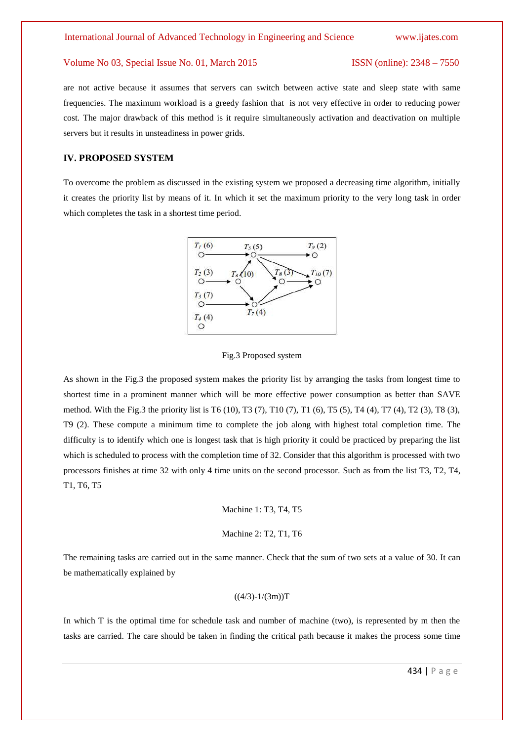are not active because it assumes that servers can switch between active state and sleep state with same frequencies. The maximum workload is a greedy fashion that is not very effective in order to reducing power cost. The major drawback of this method is it require simultaneously activation and deactivation on multiple servers but it results in unsteadiness in power grids.

## IV. PROPOSED SYSTEM

To overcome the problem as discussed in the existing system we proposed a decreasing time algorithm, initially it creates the priority list by means of it. In which it set the maximum priority to the very long task in order which completes the task in a shortest time period.

Fig.3 Proposed system

As shown in the Fig.3 the proposed system makes the priority list by arranging the tasks from longest time to shortest time in a prominent manner which will be more effective power consumption as better than SAVE method. With the Fig.3 the priority list is T6 (10), T3 (7), T10 (7), T1 (6), T5 (5), T4 (4), T7 (4), T2 (3), T8 (3), T9 (2). These compute a minimum time to complete the job along with highest total completion time. The difficulty is to identify which one is longest task that is high priority it could be practiced by preparing the list which is scheduled to process with the completion time of 32. Consider that this algorithm is processed with two processors finishes at time 32 with only 4 time units on the second processor. Such as from the list T3, T2, T4, T1, T6, T5

Machine 1: T3, T4, T5

Machine 2: T2, T1, T6

The remaining tasks are carried out in the same manner. Check that the sum of two sets at a value of 30. It can be mathematically explained by

$$((4/3)-1/(3m))T$$

In which T is the optimal time for schedule task and number of machine (two), is represented by m then the tasks are carried. The care should be taken in finding the critical path because it makes the process some time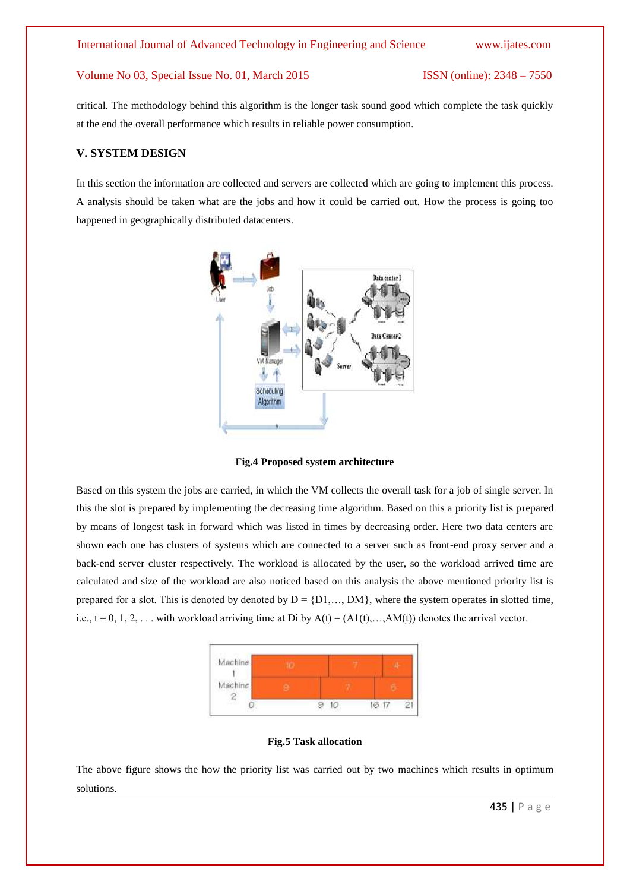critical. The methodology behind this algorithm is the longer task sound good which complete the task quickly at the end the overall performance which results in reliable power consumption.

## V. SYSTEM DESIGN

In this section the information are collected and servers are collected which are going to implement this process. A analysis should be taken what are the jobs and how it could be carried out. How the process is going too happened in geographically distributed datacenters.

**Fig.4 Proposed system architecture**

Based on this system the jobs are carried, in which the VM collects the overall task for a job of single server. In this the slot is prepared by implementing the decreasing time algorithm. Based on this a priority list is prepared by means of longest task in forward which was listed in times by decreasing order. Here two data centers are shown each one has clusters of systems which are connected to a server such as front-end proxy server and a back-end server cluster respectively. The workload is allocated by the user, so the workload arrived time are calculated and size of the workload are also noticed based on this analysis the above mentioned priority list is prepared for a slot. This is denoted by denoted by $D = \{D1,\ldots, DM\}$, where the system operates in slotted time, i.e., $t = 0, 1, 2, \ldots$ with workload arriving time at Di by $A(t) = (A1(t),\ldots,AM(t))$ denotes the arrival vector.

**Fig.5 Task allocation**

The above figure shows the how the priority list was carried out by two machines which results in optimum solutions.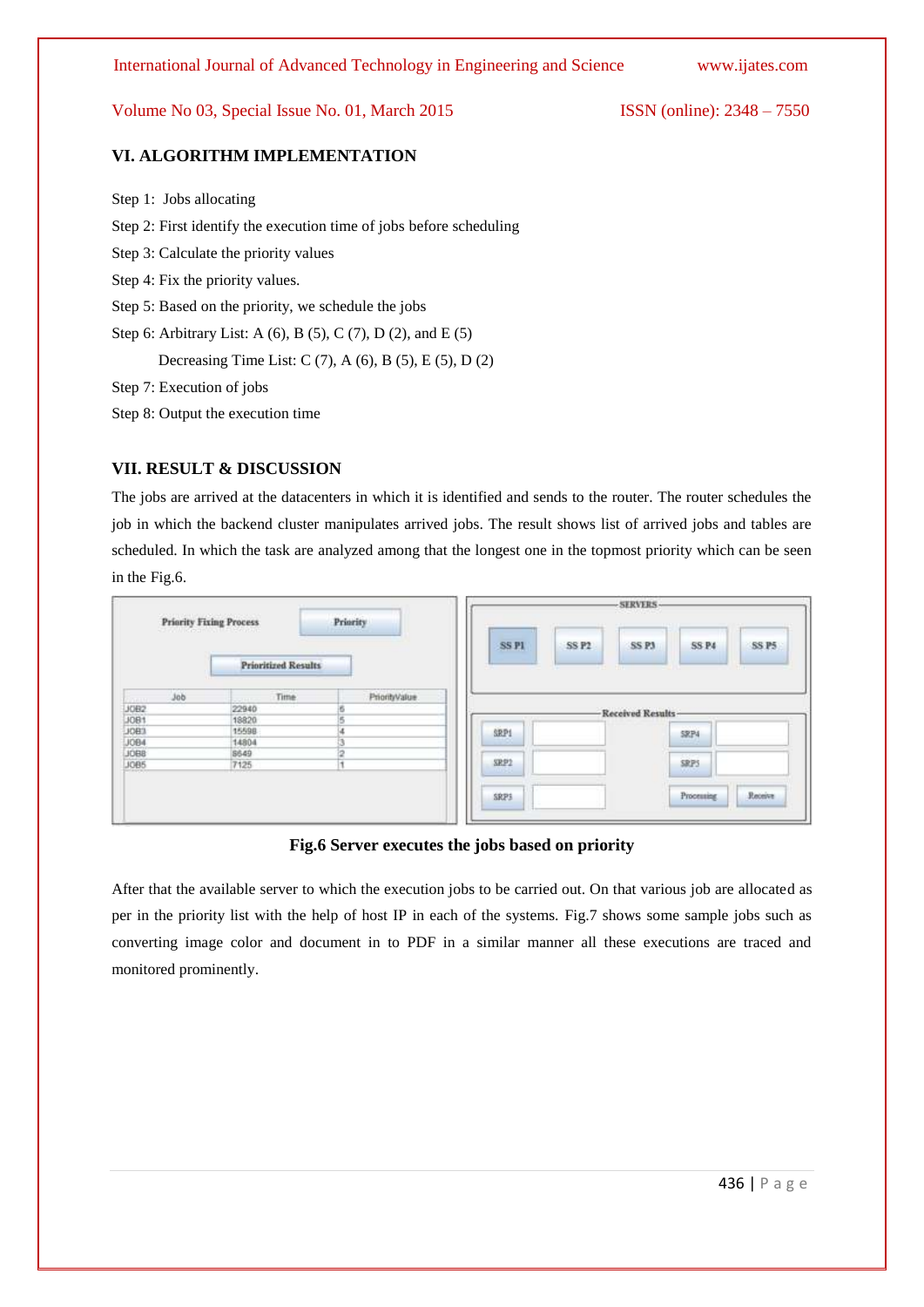## VI. ALGORITHM IMPLEMENTATION

Step 1: Jobs allocating

Step 2: First identify the execution time of jobs before scheduling

Step 3: Calculate the priority values

Step 4: Fix the priority values.

Step 5: Based on the priority, we schedule the jobs

Step 6: Arbitrary List: A (6), B (5), C (7), D (2), and E (5)

Decreasing Time List: C (7), A (6), B (5), E (5), D (2)

Step 7: Execution of jobs

Step 8: Output the execution time

## VII. RESULT & DISCUSSION

The jobs are arrived at the datacenters in which it is identified and sends to the router. The router schedules the job in which the backend cluster manipulates arrived jobs. The result shows list of arrived jobs and tables are scheduled. In which the task are analyzed among that the longest one in the topmost priority which can be seen in the Fig.6.

**Fig.6 Server executes the jobs based on priority**

After that the available server to which the execution jobs to be carried out. On that various job are allocated as per in the priority list with the help of host IP in each of the systems. Fig.7 shows some sample jobs such as converting image color and document in to PDF in a similar manner all these executions are traced and monitored prominently.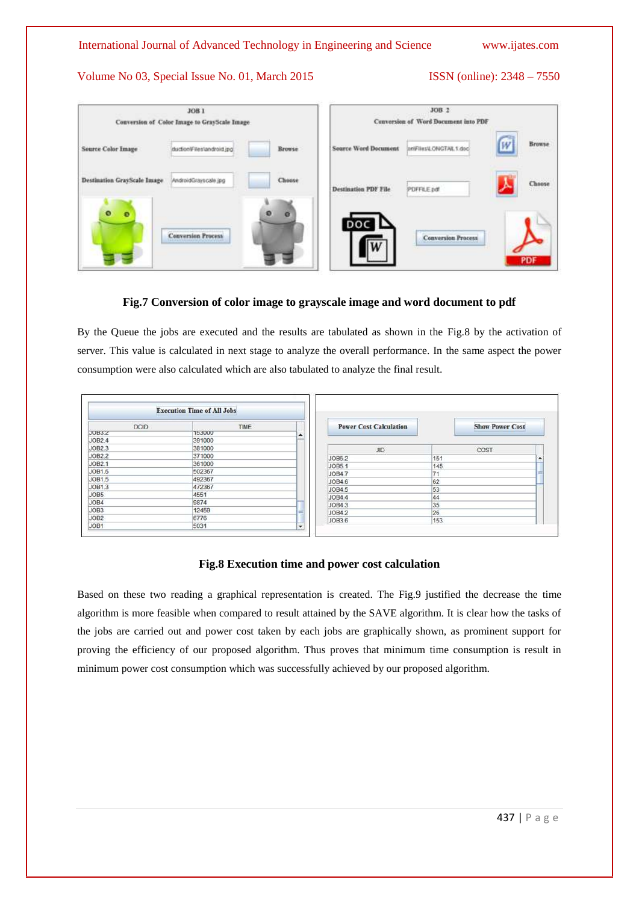**Fig.7 Conversion of color image to grayscale image and word document to pdf**

By the Queue the jobs are executed and the results are tabulated as shown in the Fig.8 by the activation of server. This value is calculated in next stage to analyze the overall performance. In the same aspect the power consumption were also calculated which are also tabulated to analyze the final result.

**Fig.8 Execution time and power cost calculation**

Based on these two reading a graphical representation is created. The Fig.9 justified the decrease the time algorithm is more feasible when compared to result attained by the SAVE algorithm. It is clear how the tasks of the jobs are carried out and power cost taken by each jobs are graphically shown, as prominent support for proving the efficiency of our proposed algorithm. Thus proves that minimum time consumption is result in minimum power cost consumption which was successfully achieved by our proposed algorithm.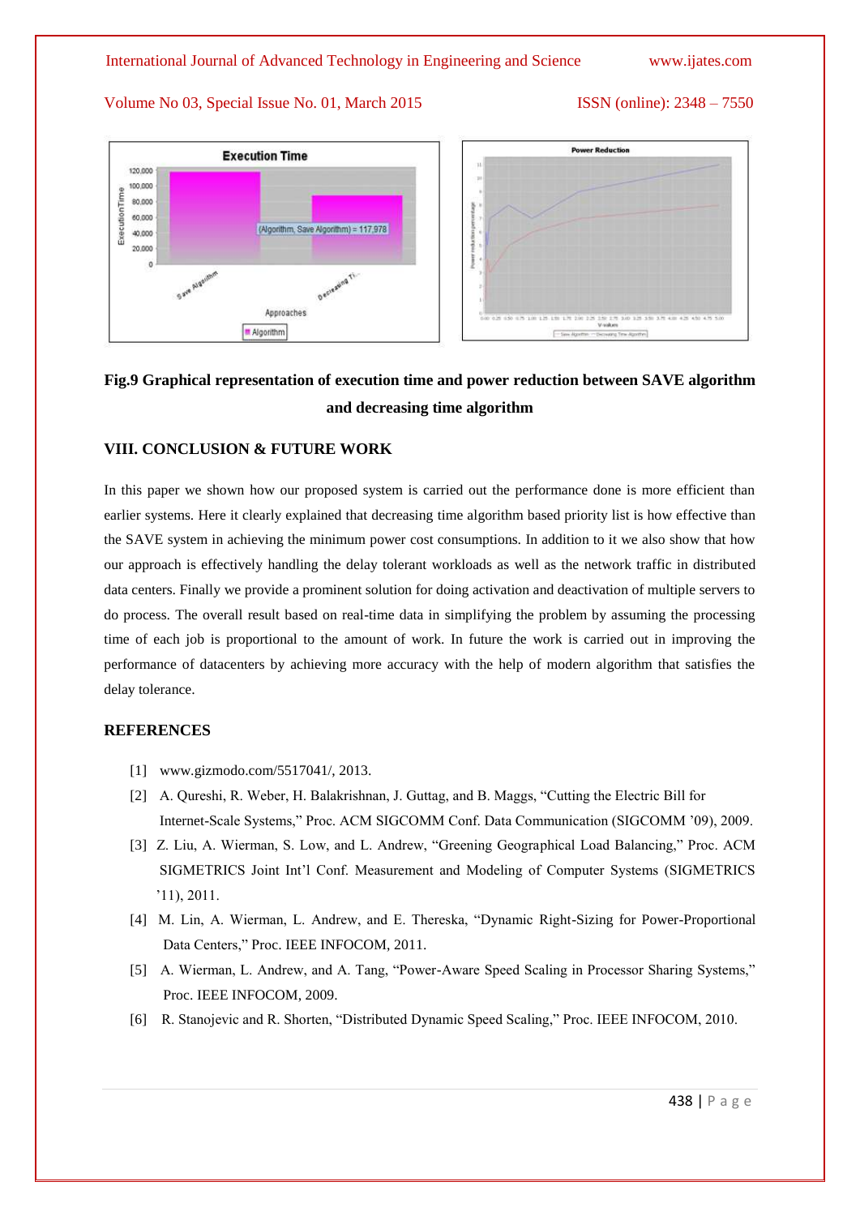**Fig.9 Graphical representation of execution time and power reduction between SAVE algorithm and decreasing time algorithm**

## VIII. CONCLUSION & FUTURE WORK

In this paper we shown how our proposed system is carried out the performance done is more efficient than earlier systems. Here it clearly explained that decreasing time algorithm based priority list is how effective than the SAVE system in achieving the minimum power cost consumptions. In addition to it we also show that how our approach is effectively handling the delay tolerant workloads as well as the network traffic in distributed data centers. Finally we provide a prominent solution for doing activation and deactivation of multiple servers to do process. The overall result based on real-time data in simplifying the problem by assuming the processing time of each job is proportional to the amount of work. In future the work is carried out in improving the performance of datacenters by achieving more accuracy with the help of modern algorithm that satisfies the delay tolerance.

## REFERENCES

[1] www.gizmodo.com/5517041/, 2013.

[2] A. Qureshi, R. Weber, H. Balakrishnan, J. Guttag, and B. Maggs, "Cutting the Electric Bill for Internet-Scale Systems," Proc. ACM SIGCOMM Conf. Data Communication (SIGCOMM '09), 2009.

[3] Z. Liu, A. Wierman, S. Low, and L. Andrew, "Greening Geographical Load Balancing," Proc. ACM SIGMETRICS Joint Int'l Conf. Measurement and Modeling of Computer Systems (SIGMETRICS '11), 2011.

[4] M. Lin, A. Wierman, L. Andrew, and E. Thereska, "Dynamic Right-Sizing for Power-Proportional Data Centers," Proc. IEEE INFOCOM, 2011.

[5] A. Wierman, L. Andrew, and A. Tang, "Power-Aware Speed Scaling in Processor Sharing Systems," Proc. IEEE INFOCOM, 2009.

[6] R. Stanojevic and R. Shorten, "Distributed Dynamic Speed Scaling," Proc. IEEE INFOCOM, 2010.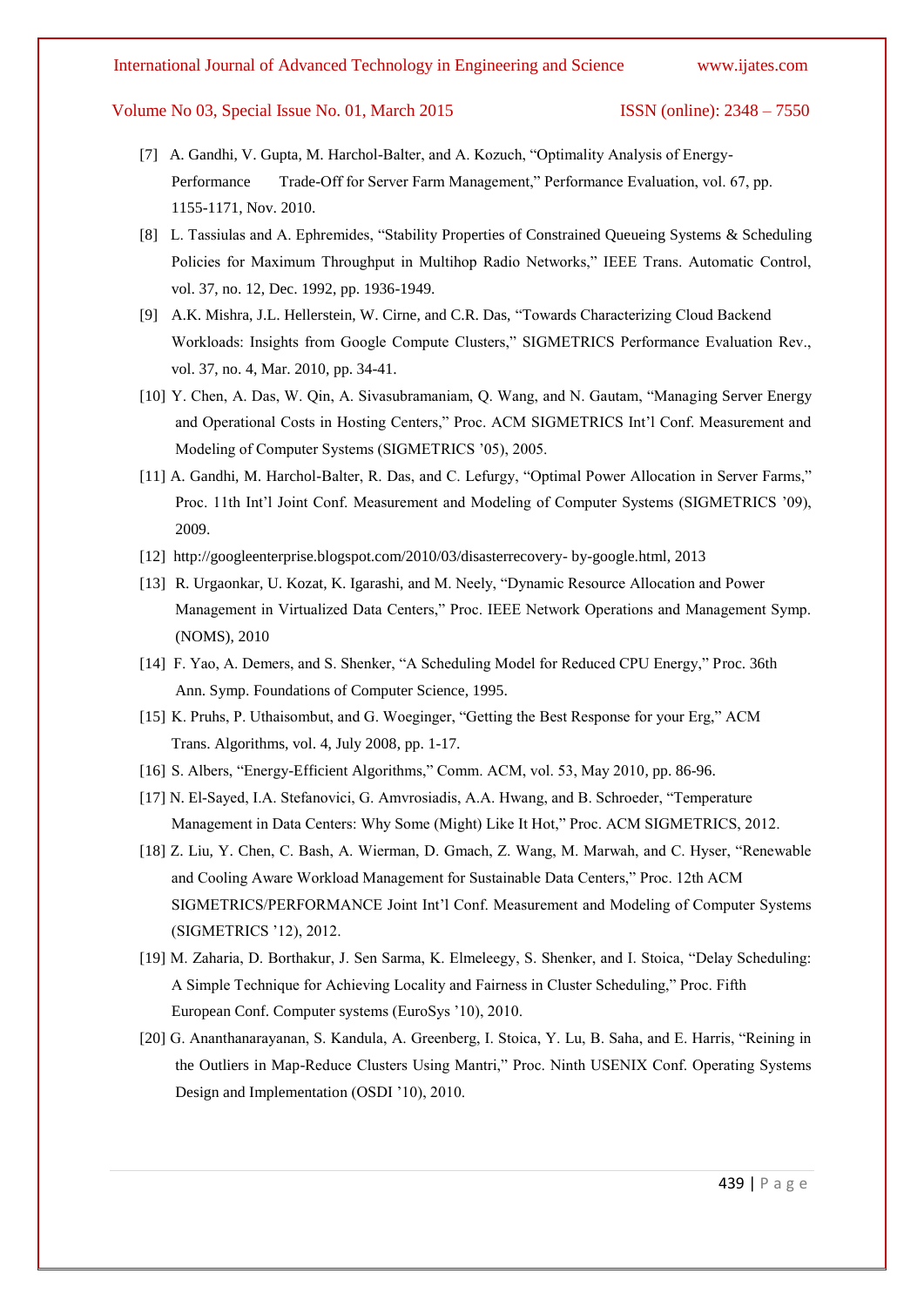[7] A. Gandhi, V. Gupta, M. Harchol-Balter, and A. Kozuch, “Optimality Analysis of Energy-Performance Trade-Off for Server Farm Management,” Performance Evaluation, vol. 67, pp. 1155-1171, Nov. 2010.

[8] L. Tassiulas and A. Ephremides, “Stability Properties of Constrained Queueing Systems & Scheduling Policies for Maximum Throughput in Multihop Radio Networks,” IEEE Trans. Automatic Control, vol. 37, no. 12, Dec. 1992, pp. 1936-1949.

[9] A.K. Mishra, J.L. Hellerstein, W. Cirne, and C.R. Das, “Towards Characterizing Cloud Backend Workloads: Insights from Google Compute Clusters,” SIGMETRICS Performance Evaluation Rev., vol. 37, no. 4, Mar. 2010, pp. 34-41.

[10] Y. Chen, A. Das, W. Qin, A. Sivasubramaniam, Q. Wang, and N. Gautam, “Managing Server Energy and Operational Costs in Hosting Centers,” Proc. ACM SIGMETRICS Int’l Conf. Measurement and Modeling of Computer Systems (SIGMETRICS ’05), 2005.

[11] A. Gandhi, M. Harchol-Balter, R. Das, and C. Lefurgy, “Optimal Power Allocation in Server Farms,” Proc. 11th Int’l Joint Conf. Measurement and Modeling of Computer Systems (SIGMETRICS ’09), 2009.

[12] http://googleenterprise.blogspot.com/2010/03/disasterrecovery- by-google.html, 2013

[13] R. Urgaonkar, U. Kozat, K. Igarashi, and M. Neely, “Dynamic Resource Allocation and Power Management in Virtualized Data Centers,” Proc. IEEE Network Operations and Management Symp. (NOMS), 2010

[14] F. Yao, A. Demers, and S. Shenker, “A Scheduling Model for Reduced CPU Energy,” Proc. 36th Ann. Symp. Foundations of Computer Science, 1995.

[15] K. Pruhs, P. Uthaisombut, and G. Woeginger, “Getting the Best Response for your Erg,” ACM Trans. Algorithms, vol. 4, July 2008, pp. 1-17.

[16] S. Albers, “Energy-Efficient Algorithms,” Comm. ACM, vol. 53, May 2010, pp. 86-96.

[17] N. El-Sayed, I.A. Stefanovici, G. Amvrosiadis, A.A. Hwang, and B. Schroeder, “Temperature Management in Data Centers: Why Some (Might) Like It Hot,” Proc. ACM SIGMETRICS, 2012.

[18] Z. Liu, Y. Chen, C. Bash, A. Wierman, D. Gmach, Z. Wang, M. Marwah, and C. Hyser, “Renewable and Cooling Aware Workload Management for Sustainable Data Centers,” Proc. 12th ACM SIGMETRICS/PERFORMANCE Joint Int’l Conf. Measurement and Modeling of Computer Systems (SIGMETRICS ’12), 2012.

[19] M. Zaharia, D. Borthakur, J. Sen Sarma, K. Elmeleegy, S. Shenker, and I. Stoica, “Delay Scheduling: A Simple Technique for Achieving Locality and Fairness in Cluster Scheduling,” Proc. Fifth European Conf. Computer systems (EuroSys ’10), 2010.

[20] G. Ananthanarayanan, S. Kandula, A. Greenberg, I. Stoica, Y. Lu, B. Saha, and E. Harris, “Reining in the Outliers in Map-Reduce Clusters Using Mantri,” Proc. Ninth USENIX Conf. Operating Systems Design and Implementation (OSDI ’10), 2010.